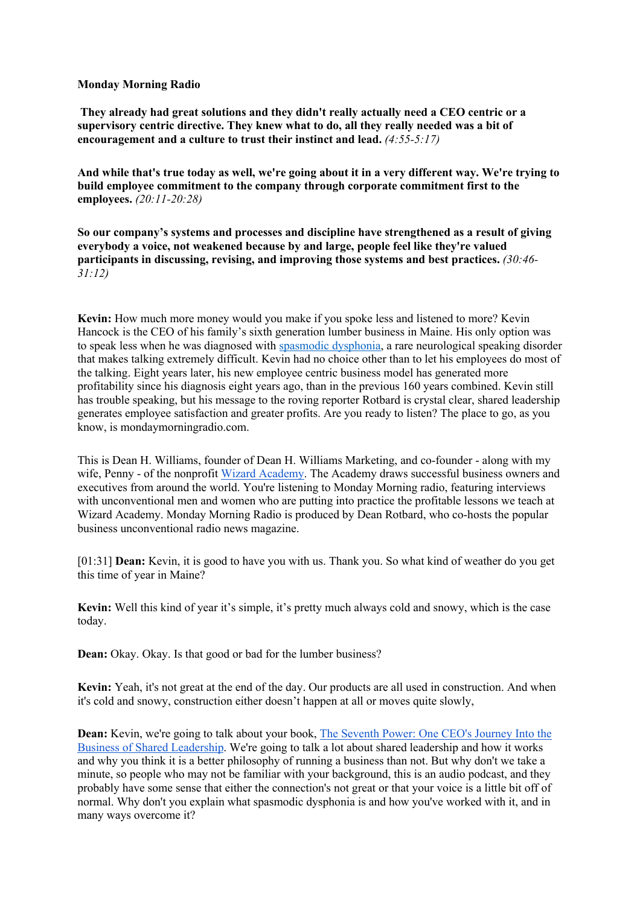**Monday Morning Radio**

**They already had great solutions and they didn't really actually need a CEO centric or a supervisory centric directive. They knew what to do, all they really needed was a bit of encouragement and a culture to trust their instinct and lead.** *(4:55-5:17)*

**And while that's true today as well, we're going about it in a very different way. We're trying to build employee commitment to the company through corporate commitment first to the employees.** *(20:11-20:28)*

**So our company's systems and processes and discipline have strengthened as a result of giving everybody a voice, not weakened because by and large, people feel like they're valued participants in discussing, revising, and improving those systems and best practices.** *(30:46-31:12)*

**Kevin:** How much more money would you make if you spoke less and listened to more? Kevin Hancock is the CEO of his family's sixth generation lumber business in Maine. His only option was to speak less when he was diagnosed with spasmodic dysphonia, a rare neurological speaking disorder that makes talking extremely difficult. Kevin had no choice other than to let his employees do most of the talking. Eight years later, his new employee centric business model has generated more profitability since his diagnosis eight years ago, than in the previous 160 years combined. Kevin still has trouble speaking, but his message to the roving reporter Rotbard is crystal clear, shared leadership generates employee satisfaction and greater profits. Are you ready to listen? The place to go, as you know, is mondaymorningradio.com.

This is Dean H. Williams, founder of Dean H. Williams Marketing, and co-founder - along with my wife, Penny - of the nonprofit Wizard Academy. The Academy draws successful business owners and executives from around the world. You're listening to Monday Morning radio, featuring interviews with unconventional men and women who are putting into practice the profitable lessons we teach at Wizard Academy. Monday Morning Radio is produced by Dean Rotbard, who co-hosts the popular business unconventional radio news magazine.

[01:31] **Dean:** Kevin, it is good to have you with us. Thank you. So what kind of weather do you get this time of year in Maine?

**Kevin:** Well this kind of year it's simple, it's pretty much always cold and snowy, which is the case today.

**Dean:** Okay. Okay. Is that good or bad for the lumber business?

**Kevin:** Yeah, it's not great at the end of the day. Our products are all used in construction. And when it's cold and snowy, construction either doesn't happen at all or moves quite slowly,

**Dean:** Kevin, we're going to talk about your book, The Seventh Power: One CEO's Journey Into the Business of Shared Leadership. We're going to talk a lot about shared leadership and how it works and why you think it is a better philosophy of running a business than not. But why don't we take a minute, so people who may not be familiar with your background, this is an audio podcast, and they probably have some sense that either the connection's not great or that your voice is a little bit off of normal. Why don't you explain what spasmodic dysphonia is and how you've worked with it, and in many ways overcome it?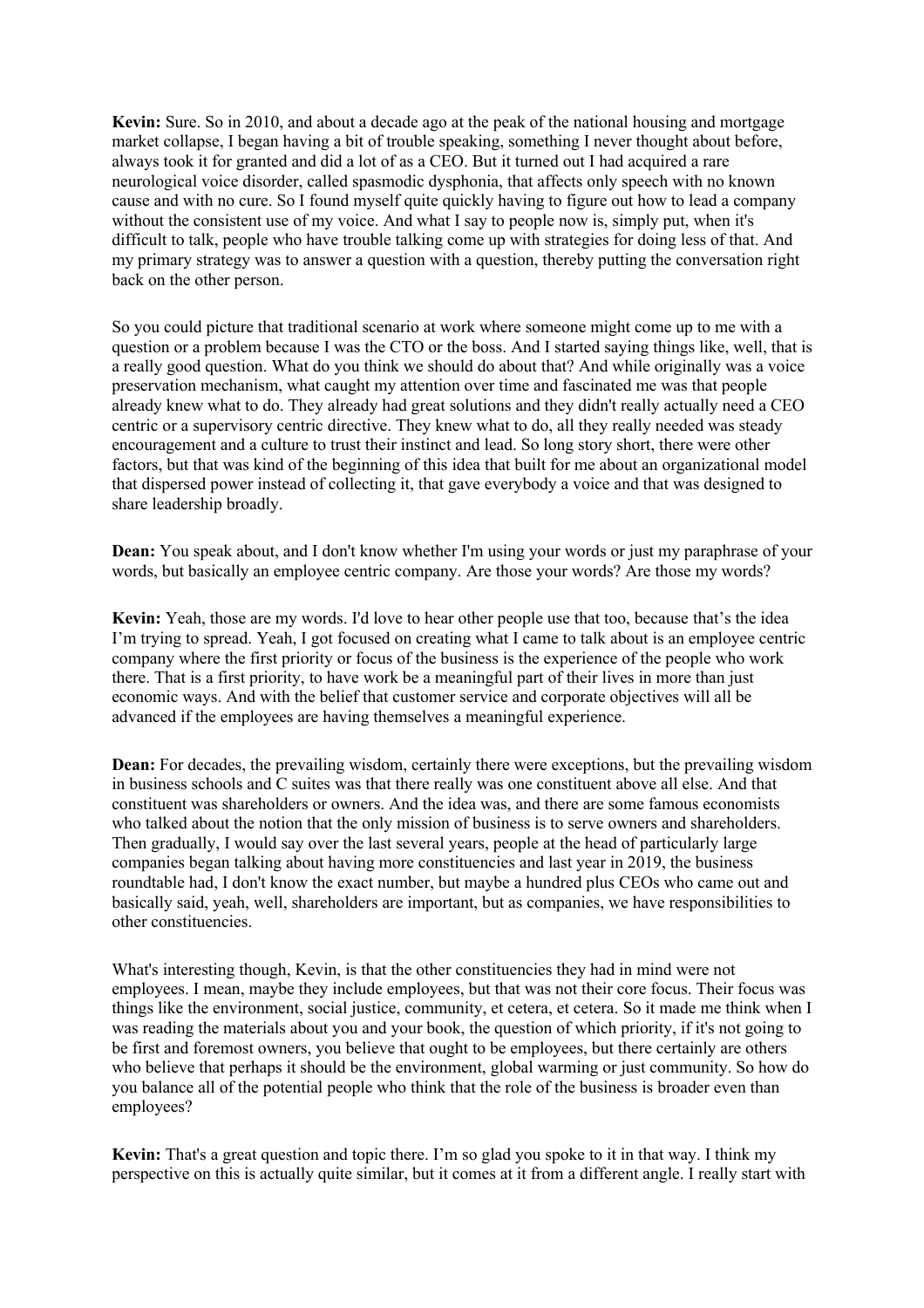**Kevin:** Sure. So in 2010, and about a decade ago at the peak of the national housing and mortgage market collapse, I began having a bit of trouble speaking, something I never thought about before, always took it for granted and did a lot of as a CEO. But it turned out I had acquired a rare neurological voice disorder, called spasmodic dysphonia, that affects only speech with no known cause and with no cure. So I found myself quite quickly having to figure out how to lead a company without the consistent use of my voice. And what I say to people now is, simply put, when it's difficult to talk, people who have trouble talking come up with strategies for doing less of that. And my primary strategy was to answer a question with a question, thereby putting the conversation right back on the other person.

So you could picture that traditional scenario at work where someone might come up to me with a question or a problem because I was the CTO or the boss. And I started saying things like, well, that is a really good question. What do you think we should do about that? And while originally was a voice preservation mechanism, what caught my attention over time and fascinated me was that people already knew what to do. They already had great solutions and they didn't really actually need a CEO centric or a supervisory centric directive. They knew what to do, all they really needed was steady encouragement and a culture to trust their instinct and lead. So long story short, there were other factors, but that was kind of the beginning of this idea that built for me about an organizational model that dispersed power instead of collecting it, that gave everybody a voice and that was designed to share leadership broadly.

**Dean:** You speak about, and I don't know whether I'm using your words or just my paraphrase of your words, but basically an employee centric company. Are those your words? Are those my words?

**Kevin:** Yeah, those are my words. I'd love to hear other people use that too, because that's the idea I'm trying to spread. Yeah, I got focused on creating what I came to talk about is an employee centric company where the first priority or focus of the business is the experience of the people who work there. That is a first priority, to have work be a meaningful part of their lives in more than just economic ways. And with the belief that customer service and corporate objectives will all be advanced if the employees are having themselves a meaningful experience.

**Dean:** For decades, the prevailing wisdom, certainly there were exceptions, but the prevailing wisdom in business schools and C suites was that there really was one constituent above all else. And that constituent was shareholders or owners. And the idea was, and there are some famous economists who talked about the notion that the only mission of business is to serve owners and shareholders. Then gradually, I would say over the last several years, people at the head of particularly large companies began talking about having more constituencies and last year in 2019, the business roundtable had, I don't know the exact number, but maybe a hundred plus CEOs who came out and basically said, yeah, well, shareholders are important, but as companies, we have responsibilities to other constituencies.

What's interesting though, Kevin, is that the other constituencies they had in mind were not employees. I mean, maybe they include employees, but that was not their core focus. Their focus was things like the environment, social justice, community, et cetera, et cetera. So it made me think when I was reading the materials about you and your book, the question of which priority, if it's not going to be first and foremost owners, you believe that ought to be employees, but there certainly are others who believe that perhaps it should be the environment, global warming or just community. So how do you balance all of the potential people who think that the role of the business is broader even than employees?

**Kevin:** That's a great question and topic there. I'm so glad you spoke to it in that way. I think my perspective on this is actually quite similar, but it comes at it from a different angle. I really start with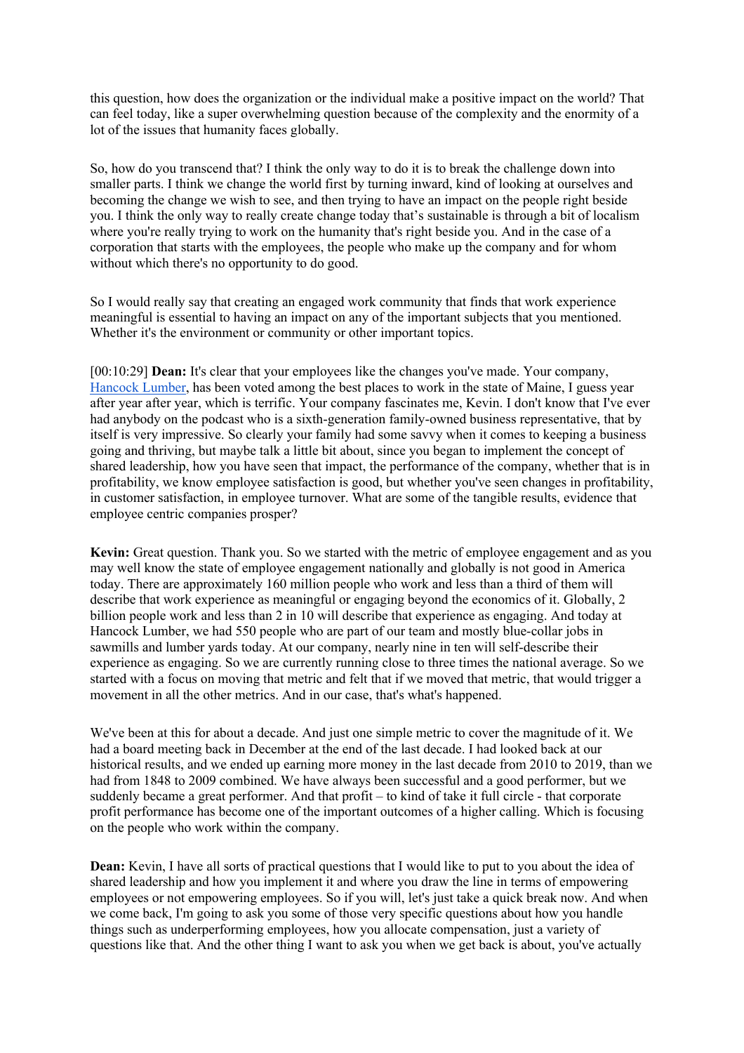this question, how does the organization or the individual make a positive impact on the world? That can feel today, like a super overwhelming question because of the complexity and the enormity of a lot of the issues that humanity faces globally.

So, how do you transcend that? I think the only way to do it is to break the challenge down into smaller parts. I think we change the world first by turning inward, kind of looking at ourselves and becoming the change we wish to see, and then trying to have an impact on the people right beside you. I think the only way to really create change today that's sustainable is through a bit of localism where you're really trying to work on the humanity that's right beside you. And in the case of a corporation that starts with the employees, the people who make up the company and for whom without which there's no opportunity to do good.

So I would really say that creating an engaged work community that finds that work experience meaningful is essential to having an impact on any of the important subjects that you mentioned. Whether it's the environment or community or other important topics.

[00:10:29] **Dean:** It's clear that your employees like the changes you've made. Your company, Hancock Lumber, has been voted among the best places to work in the state of Maine, I guess year after year after year, which is terrific. Your company fascinates me, Kevin. I don't know that I've ever had anybody on the podcast who is a sixth-generation family-owned business representative, that by itself is very impressive. So clearly your family had some savvy when it comes to keeping a business going and thriving, but maybe talk a little bit about, since you began to implement the concept of shared leadership, how you have seen that impact, the performance of the company, whether that is in profitability, we know employee satisfaction is good, but whether you've seen changes in profitability, in customer satisfaction, in employee turnover. What are some of the tangible results, evidence that employee centric companies prosper?

**Kevin:** Great question. Thank you. So we started with the metric of employee engagement and as you may well know the state of employee engagement nationally and globally is not good in America today. There are approximately 160 million people who work and less than a third of them will describe that work experience as meaningful or engaging beyond the economics of it. Globally, 2 billion people work and less than 2 in 10 will describe that experience as engaging. And today at Hancock Lumber, we had 550 people who are part of our team and mostly blue-collar jobs in sawmills and lumber yards today. At our company, nearly nine in ten will self-describe their experience as engaging. So we are currently running close to three times the national average. So we started with a focus on moving that metric and felt that if we moved that metric, that would trigger a movement in all the other metrics. And in our case, that's what's happened.

We've been at this for about a decade. And just one simple metric to cover the magnitude of it. We had a board meeting back in December at the end of the last decade. I had looked back at our historical results, and we ended up earning more money in the last decade from 2010 to 2019, than we had from 1848 to 2009 combined. We have always been successful and a good performer, but we suddenly became a great performer. And that profit – to kind of take it full circle - that corporate profit performance has become one of the important outcomes of a higher calling. Which is focusing on the people who work within the company.

**Dean:** Kevin, I have all sorts of practical questions that I would like to put to you about the idea of shared leadership and how you implement it and where you draw the line in terms of empowering employees or not empowering employees. So if you will, let's just take a quick break now. And when we come back, I'm going to ask you some of those very specific questions about how you handle things such as underperforming employees, how you allocate compensation, just a variety of questions like that. And the other thing I want to ask you when we get back is about, you've actually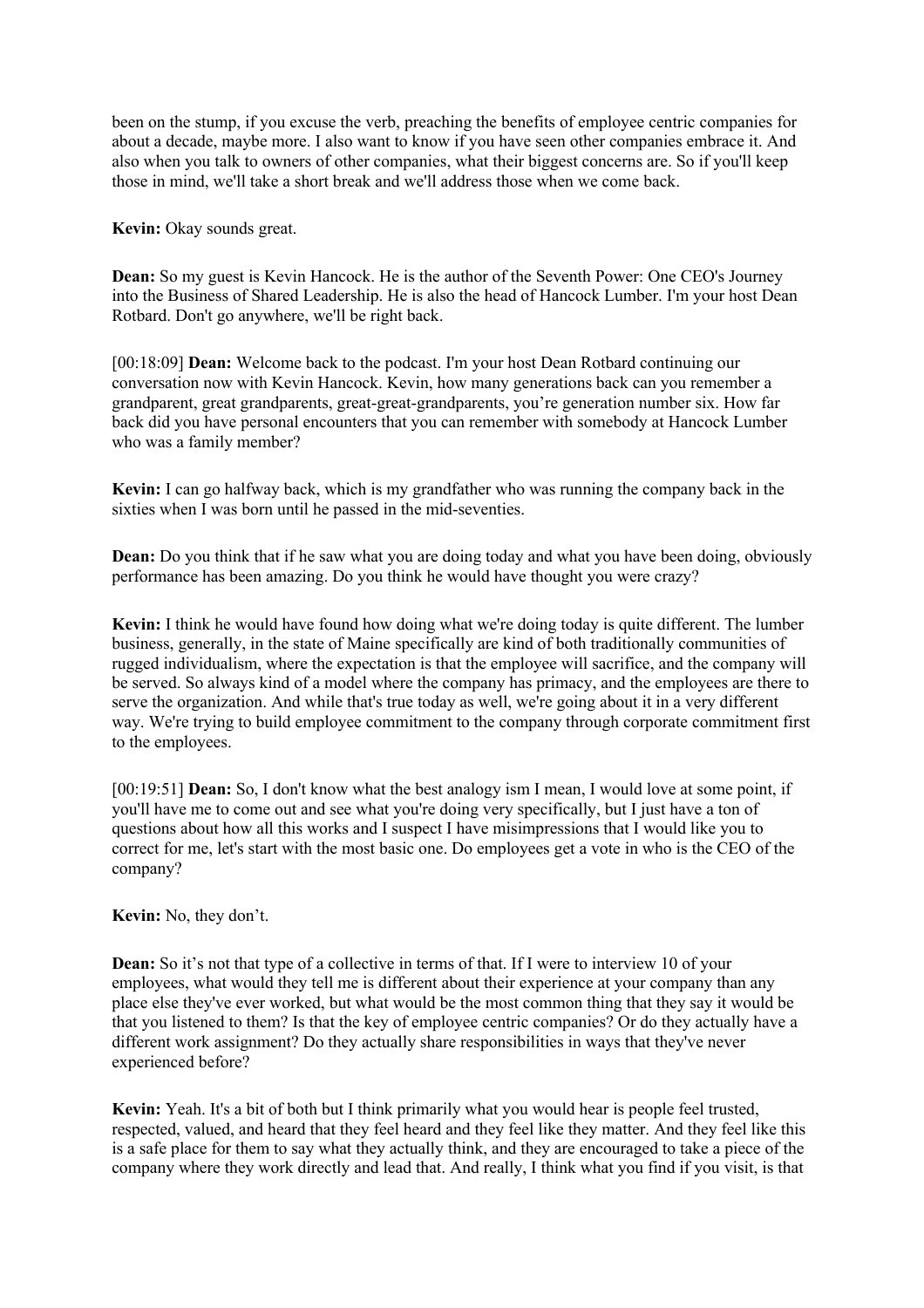been on the stump, if you excuse the verb, preaching the benefits of employee centric companies for about a decade, maybe more. I also want to know if you have seen other companies embrace it. And also when you talk to owners of other companies, what their biggest concerns are. So if you'll keep those in mind, we'll take a short break and we'll address those when we come back.

**Kevin:** Okay sounds great.

**Dean:** So my guest is Kevin Hancock. He is the author of the Seventh Power: One CEO's Journey into the Business of Shared Leadership. He is also the head of Hancock Lumber. I'm your host Dean Rotbard. Don't go anywhere, we'll be right back.

[00:18:09] **Dean:** Welcome back to the podcast. I'm your host Dean Rotbard continuing our conversation now with Kevin Hancock. Kevin, how many generations back can you remember a grandparent, great grandparents, great-great-grandparents, you're generation number six. How far back did you have personal encounters that you can remember with somebody at Hancock Lumber who was a family member?

**Kevin:** I can go halfway back, which is my grandfather who was running the company back in the sixties when I was born until he passed in the mid-seventies.

**Dean:** Do you think that if he saw what you are doing today and what you have been doing, obviously performance has been amazing. Do you think he would have thought you were crazy?

**Kevin:** I think he would have found how doing what we're doing today is quite different. The lumber business, generally, in the state of Maine specifically are kind of both traditionally communities of rugged individualism, where the expectation is that the employee will sacrifice, and the company will be served. So always kind of a model where the company has primacy, and the employees are there to serve the organization. And while that's true today as well, we're going about it in a very different way. We're trying to build employee commitment to the company through corporate commitment first to the employees.

[00:19:51] **Dean:** So, I don't know what the best analogy ism I mean, I would love at some point, if you'll have me to come out and see what you're doing very specifically, but I just have a ton of questions about how all this works and I suspect I have misimpressions that I would like you to correct for me, let's start with the most basic one. Do employees get a vote in who is the CEO of the company?

**Kevin:** No, they don't.

**Dean:** So it's not that type of a collective in terms of that. If I were to interview 10 of your employees, what would they tell me is different about their experience at your company than any place else they've ever worked, but what would be the most common thing that they say it would be that you listened to them? Is that the key of employee centric companies? Or do they actually have a different work assignment? Do they actually share responsibilities in ways that they've never experienced before?

**Kevin:** Yeah. It's a bit of both but I think primarily what you would hear is people feel trusted, respected, valued, and heard that they feel heard and they feel like they matter. And they feel like this is a safe place for them to say what they actually think, and they are encouraged to take a piece of the company where they work directly and lead that. And really, I think what you find if you visit, is that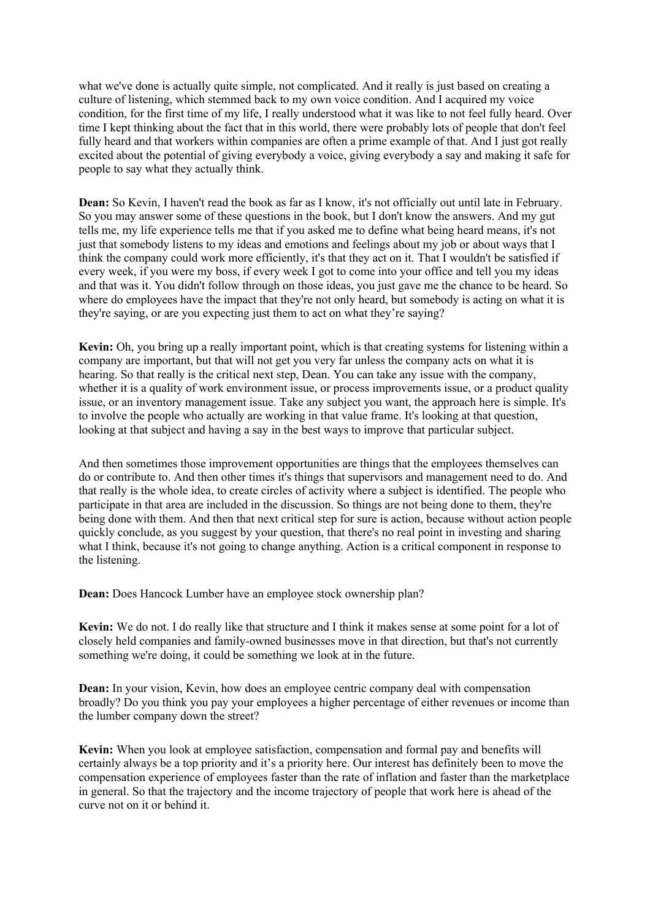what we've done is actually quite simple, not complicated. And it really is just based on creating a culture of listening, which stemmed back to my own voice condition. And I acquired my voice condition, for the first time of my life, I really understood what it was like to not feel fully heard. Over time I kept thinking about the fact that in this world, there were probably lots of people that don't feel fully heard and that workers within companies are often a prime example of that. And I just got really excited about the potential of giving everybody a voice, giving everybody a say and making it safe for people to say what they actually think.

**Dean:** So Kevin, I haven't read the book as far as I know, it's not officially out until late in February. So you may answer some of these questions in the book, but I don't know the answers. And my gut tells me, my life experience tells me that if you asked me to define what being heard means, it's not just that somebody listens to my ideas and emotions and feelings about my job or about ways that I think the company could work more efficiently, it's that they act on it. That I wouldn't be satisfied if every week, if you were my boss, if every week I got to come into your office and tell you my ideas and that was it. You didn't follow through on those ideas, you just gave me the chance to be heard. So where do employees have the impact that they're not only heard, but somebody is acting on what it is they're saying, or are you expecting just them to act on what they're saying?

**Kevin:** Oh, you bring up a really important point, which is that creating systems for listening within a company are important, but that will not get you very far unless the company acts on what it is hearing. So that really is the critical next step, Dean. You can take any issue with the company, whether it is a quality of work environment issue, or process improvements issue, or a product quality issue, or an inventory management issue. Take any subject you want, the approach here is simple. It's to involve the people who actually are working in that value frame. It's looking at that question, looking at that subject and having a say in the best ways to improve that particular subject.

And then sometimes those improvement opportunities are things that the employees themselves can do or contribute to. And then other times it's things that supervisors and management need to do. And that really is the whole idea, to create circles of activity where a subject is identified. The people who participate in that area are included in the discussion. So things are not being done to them, they're being done with them. And then that next critical step for sure is action, because without action people quickly conclude, as you suggest by your question, that there's no real point in investing and sharing what I think, because it's not going to change anything. Action is a critical component in response to the listening.

**Dean:** Does Hancock Lumber have an employee stock ownership plan?

**Kevin:** We do not. I do really like that structure and I think it makes sense at some point for a lot of closely held companies and family-owned businesses move in that direction, but that's not currently something we're doing, it could be something we look at in the future.

**Dean:** In your vision, Kevin, how does an employee centric company deal with compensation broadly? Do you think you pay your employees a higher percentage of either revenues or income than the lumber company down the street?

**Kevin:** When you look at employee satisfaction, compensation and formal pay and benefits will certainly always be a top priority and it's a priority here. Our interest has definitely been to move the compensation experience of employees faster than the rate of inflation and faster than the marketplace in general. So that the trajectory and the income trajectory of people that work here is ahead of the curve not on it or behind it.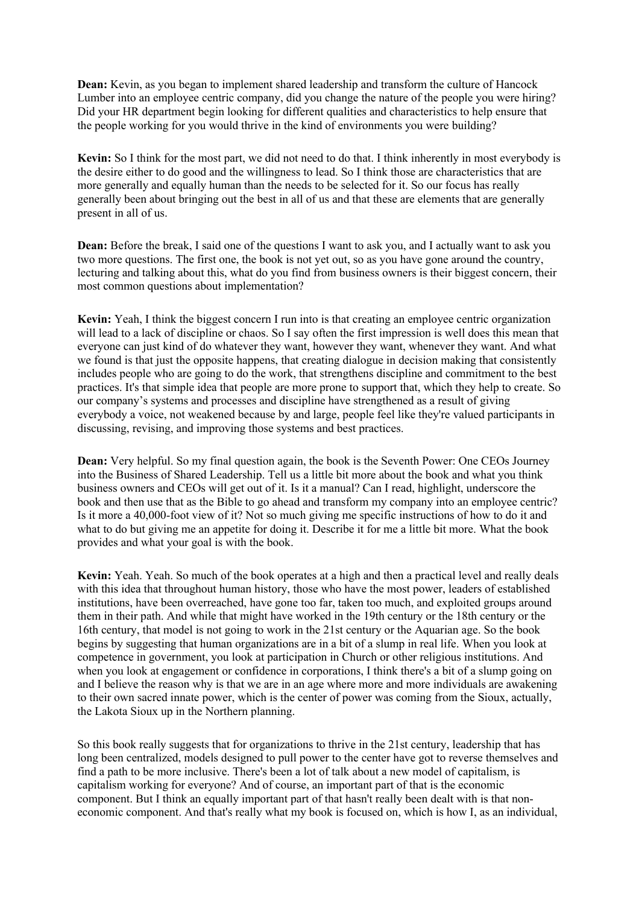**Dean:** Kevin, as you began to implement shared leadership and transform the culture of Hancock Lumber into an employee centric company, did you change the nature of the people you were hiring? Did your HR department begin looking for different qualities and characteristics to help ensure that the people working for you would thrive in the kind of environments you were building?

**Kevin:** So I think for the most part, we did not need to do that. I think inherently in most everybody is the desire either to do good and the willingness to lead. So I think those are characteristics that are more generally and equally human than the needs to be selected for it. So our focus has really generally been about bringing out the best in all of us and that these are elements that are generally present in all of us.

**Dean:** Before the break, I said one of the questions I want to ask you, and I actually want to ask you two more questions. The first one, the book is not yet out, so as you have gone around the country, lecturing and talking about this, what do you find from business owners is their biggest concern, their most common questions about implementation?

**Kevin:** Yeah, I think the biggest concern I run into is that creating an employee centric organization will lead to a lack of discipline or chaos. So I say often the first impression is well does this mean that everyone can just kind of do whatever they want, however they want, whenever they want. And what we found is that just the opposite happens, that creating dialogue in decision making that consistently includes people who are going to do the work, that strengthens discipline and commitment to the best practices. It's that simple idea that people are more prone to support that, which they help to create. So our company's systems and processes and discipline have strengthened as a result of giving everybody a voice, not weakened because by and large, people feel like they're valued participants in discussing, revising, and improving those systems and best practices.

**Dean:** Very helpful. So my final question again, the book is the Seventh Power: One CEOs Journey into the Business of Shared Leadership. Tell us a little bit more about the book and what you think business owners and CEOs will get out of it. Is it a manual? Can I read, highlight, underscore the book and then use that as the Bible to go ahead and transform my company into an employee centric? Is it more a 40,000-foot view of it? Not so much giving me specific instructions of how to do it and what to do but giving me an appetite for doing it. Describe it for me a little bit more. What the book provides and what your goal is with the book.

**Kevin:** Yeah. Yeah. So much of the book operates at a high and then a practical level and really deals with this idea that throughout human history, those who have the most power, leaders of established institutions, have been overreached, have gone too far, taken too much, and exploited groups around them in their path. And while that might have worked in the 19th century or the 18th century or the 16th century, that model is not going to work in the 21st century or the Aquarian age. So the book begins by suggesting that human organizations are in a bit of a slump in real life. When you look at competence in government, you look at participation in Church or other religious institutions. And when you look at engagement or confidence in corporations, I think there's a bit of a slump going on and I believe the reason why is that we are in an age where more and more individuals are awakening to their own sacred innate power, which is the center of power was coming from the Sioux, actually, the Lakota Sioux up in the Northern planning.

So this book really suggests that for organizations to thrive in the 21st century, leadership that has long been centralized, models designed to pull power to the center have got to reverse themselves and find a path to be more inclusive. There's been a lot of talk about a new model of capitalism, is capitalism working for everyone? And of course, an important part of that is the economic component. But I think an equally important part of that hasn't really been dealt with is that non-economic component. And that's really what my book is focused on, which is how I, as an individual,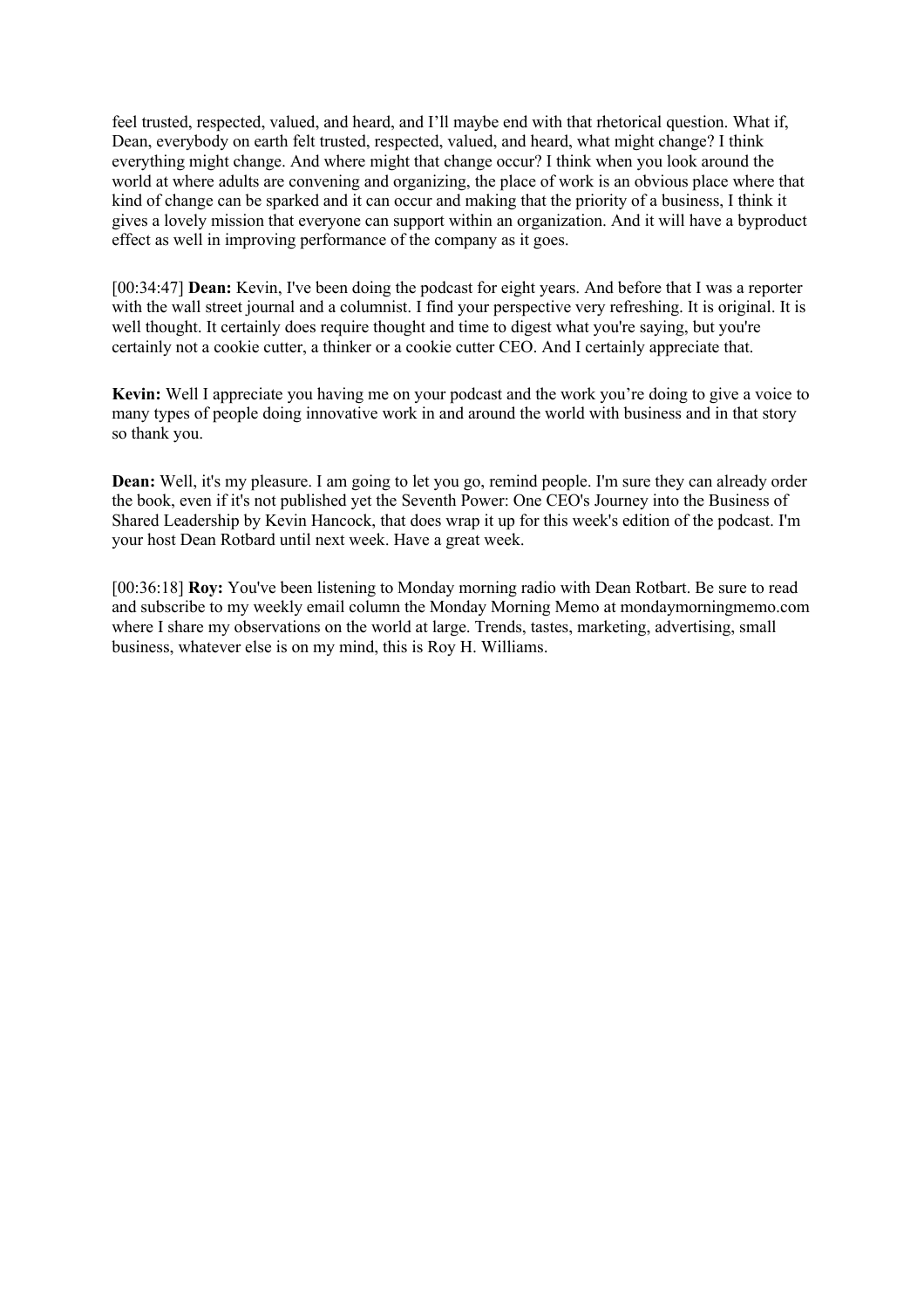feel trusted, respected, valued, and heard, and I'll maybe end with that rhetorical question. What if, Dean, everybody on earth felt trusted, respected, valued, and heard, what might change? I think everything might change. And where might that change occur? I think when you look around the world at where adults are convening and organizing, the place of work is an obvious place where that kind of change can be sparked and it can occur and making that the priority of a business, I think it gives a lovely mission that everyone can support within an organization. And it will have a byproduct effect as well in improving performance of the company as it goes.

[00:34:47] **Dean:** Kevin, I've been doing the podcast for eight years. And before that I was a reporter with the wall street journal and a columnist. I find your perspective very refreshing. It is original. It is well thought. It certainly does require thought and time to digest what you're saying, but you're certainly not a cookie cutter, a thinker or a cookie cutter CEO. And I certainly appreciate that.

**Kevin:** Well I appreciate you having me on your podcast and the work you're doing to give a voice to many types of people doing innovative work in and around the world with business and in that story so thank you.

**Dean:** Well, it's my pleasure. I am going to let you go, remind people. I'm sure they can already order the book, even if it's not published yet the Seventh Power: One CEO's Journey into the Business of Shared Leadership by Kevin Hancock, that does wrap it up for this week's edition of the podcast. I'm your host Dean Rotbard until next week. Have a great week.

[00:36:18] **Roy:** You've been listening to Monday morning radio with Dean Rotbart. Be sure to read and subscribe to my weekly email column the Monday Morning Memo at mondaymorningmemo.com where I share my observations on the world at large. Trends, tastes, marketing, advertising, small business, whatever else is on my mind, this is Roy H. Williams.